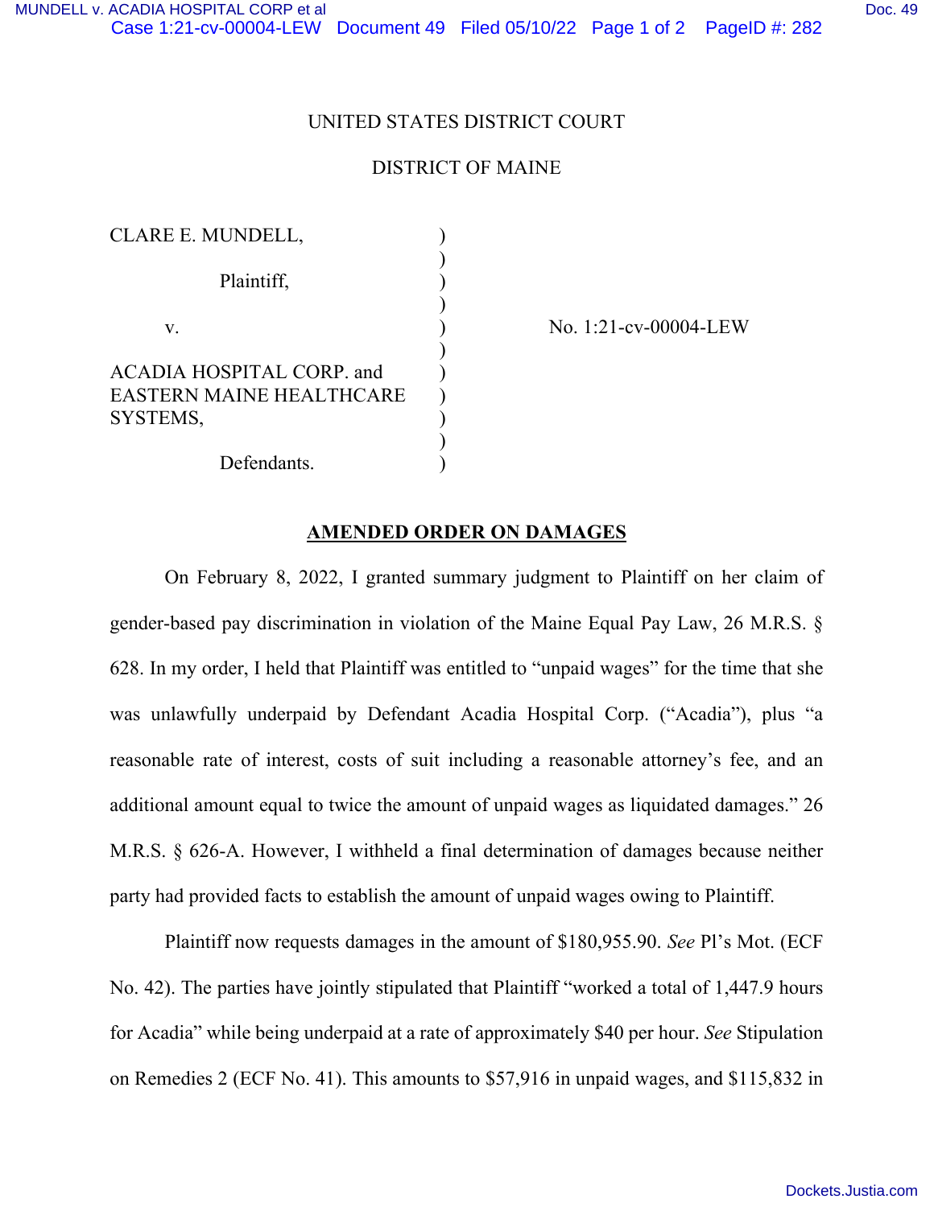UNITED STATES DISTRICT COURT

DISTRICT OF MAINE

| | | |
|---|---|---|
| CLARE E. MUNDELL, | ) | |
| | ) | |
| Plaintiff, | ) | |
| | ) | |
| v. | ) | No. 1:21-cv-00004-LEW |
| | ) | |
| ACADIA HOSPITAL CORP. and EASTERN MAINE HEALTHCARE SYSTEMS, | ) | |
| | ) | |
| Defendants. | ) | |

## AMENDED ORDER ON DAMAGES

On February 8, 2022, I granted summary judgment to Plaintiff on her claim of gender-based pay discrimination in violation of the Maine Equal Pay Law, 26 M.R.S. § 628. In my order, I held that Plaintiff was entitled to "unpaid wages" for the time that she was unlawfully underpaid by Defendant Acadia Hospital Corp. ("Acadia"), plus "a reasonable rate of interest, costs of suit including a reasonable attorney's fee, and an additional amount equal to twice the amount of unpaid wages as liquidated damages." 26 M.R.S. § 626-A. However, I withheld a final determination of damages because neither party had provided facts to establish the amount of unpaid wages owing to Plaintiff.

Plaintiff now requests damages in the amount of $180,955.90. *See* Pl's Mot. (ECF No. 42). The parties have jointly stipulated that Plaintiff "worked a total of 1,447.9 hours for Acadia" while being underpaid at a rate of approximately $40 per hour. *See* Stipulation on Remedies 2 (ECF No. 41). This amounts to $57,916 in unpaid wages, and $115,832 in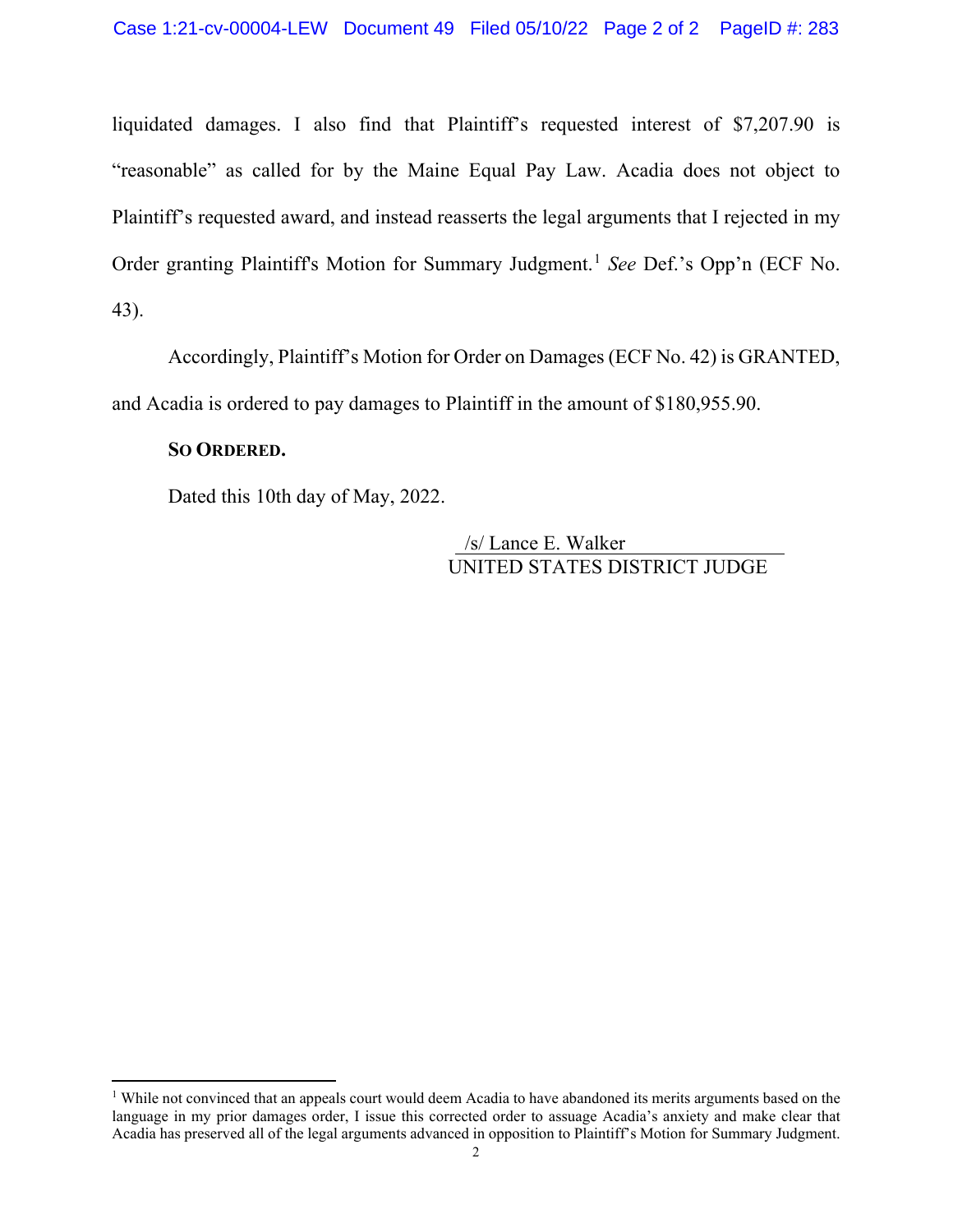liquidated damages. I also find that Plaintiff's requested interest of $7,207.90 is "reasonable" as called for by the Maine Equal Pay Law. Acadia does not object to Plaintiff's requested award, and instead reasserts the legal arguments that I rejected in my Order granting Plaintiff's Motion for Summary Judgment.[1] *See* Def.'s Opp'n (ECF No. 43).

Accordingly, Plaintiff's Motion for Order on Damages (ECF No. 42) is GRANTED, and Acadia is ordered to pay damages to Plaintiff in the amount of $180,955.90.

**SO ORDERED.**

Dated this 10th day of May, 2022.

/s/ Lance E. Walker
UNITED STATES DISTRICT JUDGE

---

[1] While not convinced that an appeals court would deem Acadia to have abandoned its merits arguments based on the language in my prior damages order, I issue this corrected order to assuage Acadia's anxiety and make clear that Acadia has preserved all of the legal arguments advanced in opposition to Plaintiff's Motion for Summary Judgment.